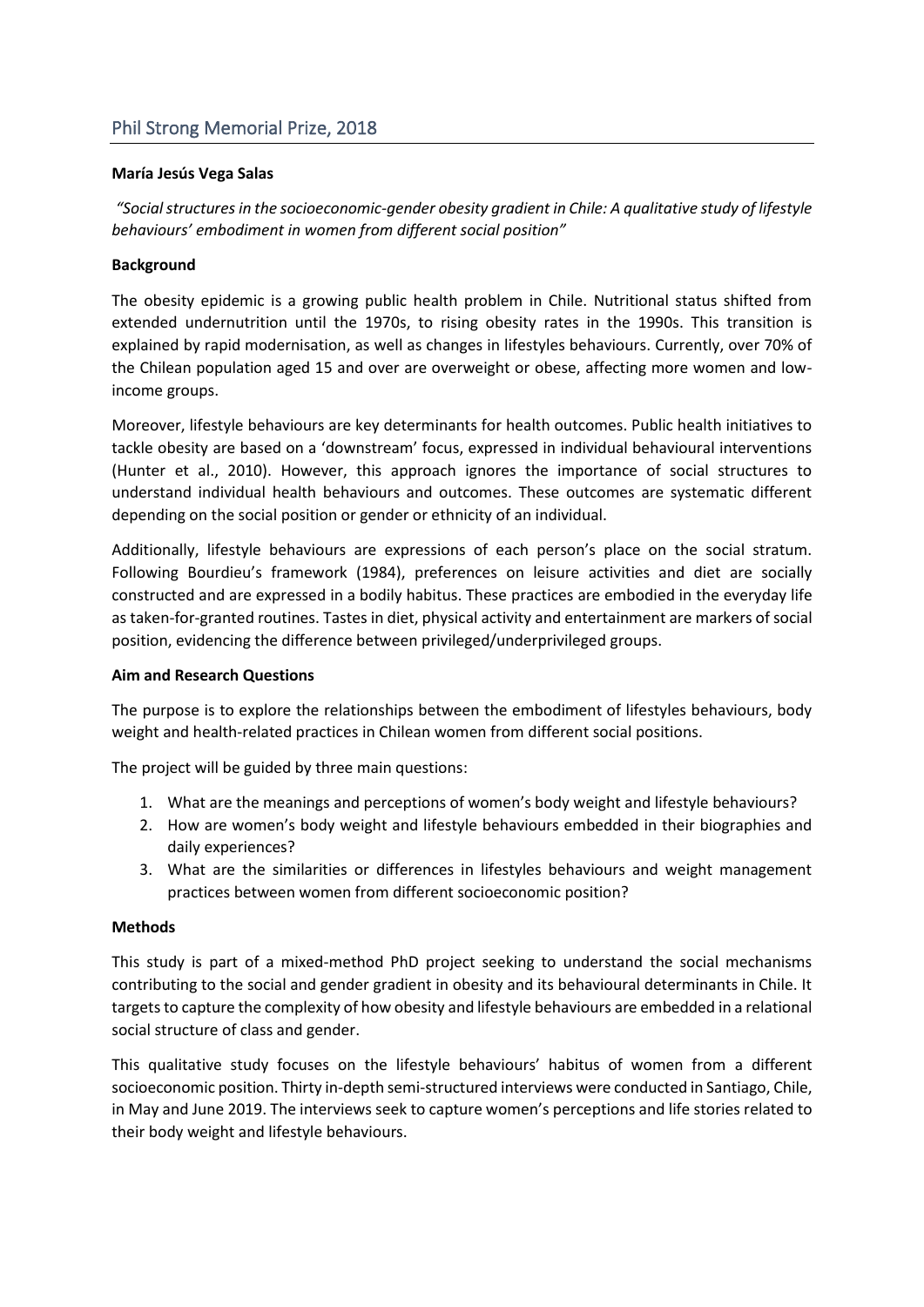## Phil Strong Memorial Prize, 2018

**María Jesús Vega Salas**

*"Social structures in the socioeconomic-gender obesity gradient in Chile: A qualitative study of lifestyle behaviours' embodiment in women from different social position"*

**Background**

The obesity epidemic is a growing public health problem in Chile. Nutritional status shifted from extended undernutrition until the 1970s, to rising obesity rates in the 1990s. This transition is explained by rapid modernisation, as well as changes in lifestyles behaviours. Currently, over 70% of the Chilean population aged 15 and over are overweight or obese, affecting more women and low-income groups.

Moreover, lifestyle behaviours are key determinants for health outcomes. Public health initiatives to tackle obesity are based on a 'downstream' focus, expressed in individual behavioural interventions (Hunter et al., 2010). However, this approach ignores the importance of social structures to understand individual health behaviours and outcomes. These outcomes are systematic different depending on the social position or gender or ethnicity of an individual.

Additionally, lifestyle behaviours are expressions of each person's place on the social stratum. Following Bourdieu's framework (1984), preferences on leisure activities and diet are socially constructed and are expressed in a bodily habitus. These practices are embodied in the everyday life as taken-for-granted routines. Tastes in diet, physical activity and entertainment are markers of social position, evidencing the difference between privileged/underprivileged groups.

**Aim and Research Questions**

The purpose is to explore the relationships between the embodiment of lifestyles behaviours, body weight and health-related practices in Chilean women from different social positions.

The project will be guided by three main questions:

1. What are the meanings and perceptions of women's body weight and lifestyle behaviours?
2. How are women's body weight and lifestyle behaviours embedded in their biographies and daily experiences?
3. What are the similarities or differences in lifestyles behaviours and weight management practices between women from different socioeconomic position?

**Methods**

This study is part of a mixed-method PhD project seeking to understand the social mechanisms contributing to the social and gender gradient in obesity and its behavioural determinants in Chile. It targets to capture the complexity of how obesity and lifestyle behaviours are embedded in a relational social structure of class and gender.

This qualitative study focuses on the lifestyle behaviours' habitus of women from a different socioeconomic position. Thirty in-depth semi-structured interviews were conducted in Santiago, Chile, in May and June 2019. The interviews seek to capture women's perceptions and life stories related to their body weight and lifestyle behaviours.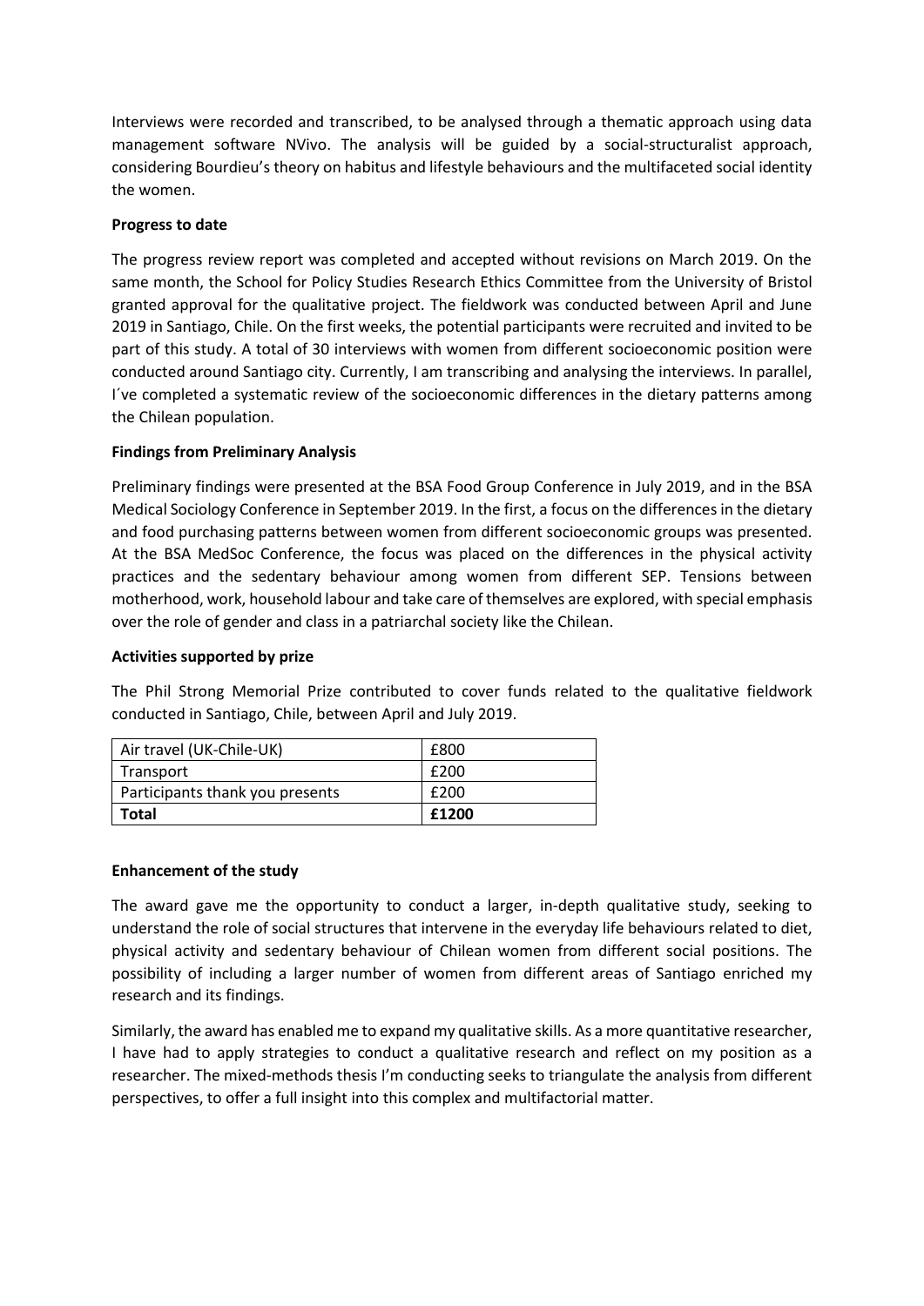Interviews were recorded and transcribed, to be analysed through a thematic approach using data management software NVivo. The analysis will be guided by a social-structuralist approach, considering Bourdieu's theory on habitus and lifestyle behaviours and the multifaceted social identity the women.

**Progress to date**

The progress review report was completed and accepted without revisions on March 2019. On the same month, the School for Policy Studies Research Ethics Committee from the University of Bristol granted approval for the qualitative project. The fieldwork was conducted between April and June 2019 in Santiago, Chile. On the first weeks, the potential participants were recruited and invited to be part of this study. A total of 30 interviews with women from different socioeconomic position were conducted around Santiago city. Currently, I am transcribing and analysing the interviews. In parallel, I´ve completed a systematic review of the socioeconomic differences in the dietary patterns among the Chilean population.

**Findings from Preliminary Analysis**

Preliminary findings were presented at the BSA Food Group Conference in July 2019, and in the BSA Medical Sociology Conference in September 2019. In the first, a focus on the differences in the dietary and food purchasing patterns between women from different socioeconomic groups was presented. At the BSA MedSoc Conference, the focus was placed on the differences in the physical activity practices and the sedentary behaviour among women from different SEP. Tensions between motherhood, work, household labour and take care of themselves are explored, with special emphasis over the role of gender and class in a patriarchal society like the Chilean.

**Activities supported by prize**

The Phil Strong Memorial Prize contributed to cover funds related to the qualitative fieldwork conducted in Santiago, Chile, between April and July 2019.

| | |
|---|---|
| Air travel (UK-Chile-UK) | £800 |
| Transport | £200 |
| Participants thank you presents | £200 |
| **Total** | **£1200** |

**Enhancement of the study**

The award gave me the opportunity to conduct a larger, in-depth qualitative study, seeking to understand the role of social structures that intervene in the everyday life behaviours related to diet, physical activity and sedentary behaviour of Chilean women from different social positions. The possibility of including a larger number of women from different areas of Santiago enriched my research and its findings.

Similarly, the award has enabled me to expand my qualitative skills. As a more quantitative researcher, I have had to apply strategies to conduct a qualitative research and reflect on my position as a researcher. The mixed-methods thesis I'm conducting seeks to triangulate the analysis from different perspectives, to offer a full insight into this complex and multifactorial matter.